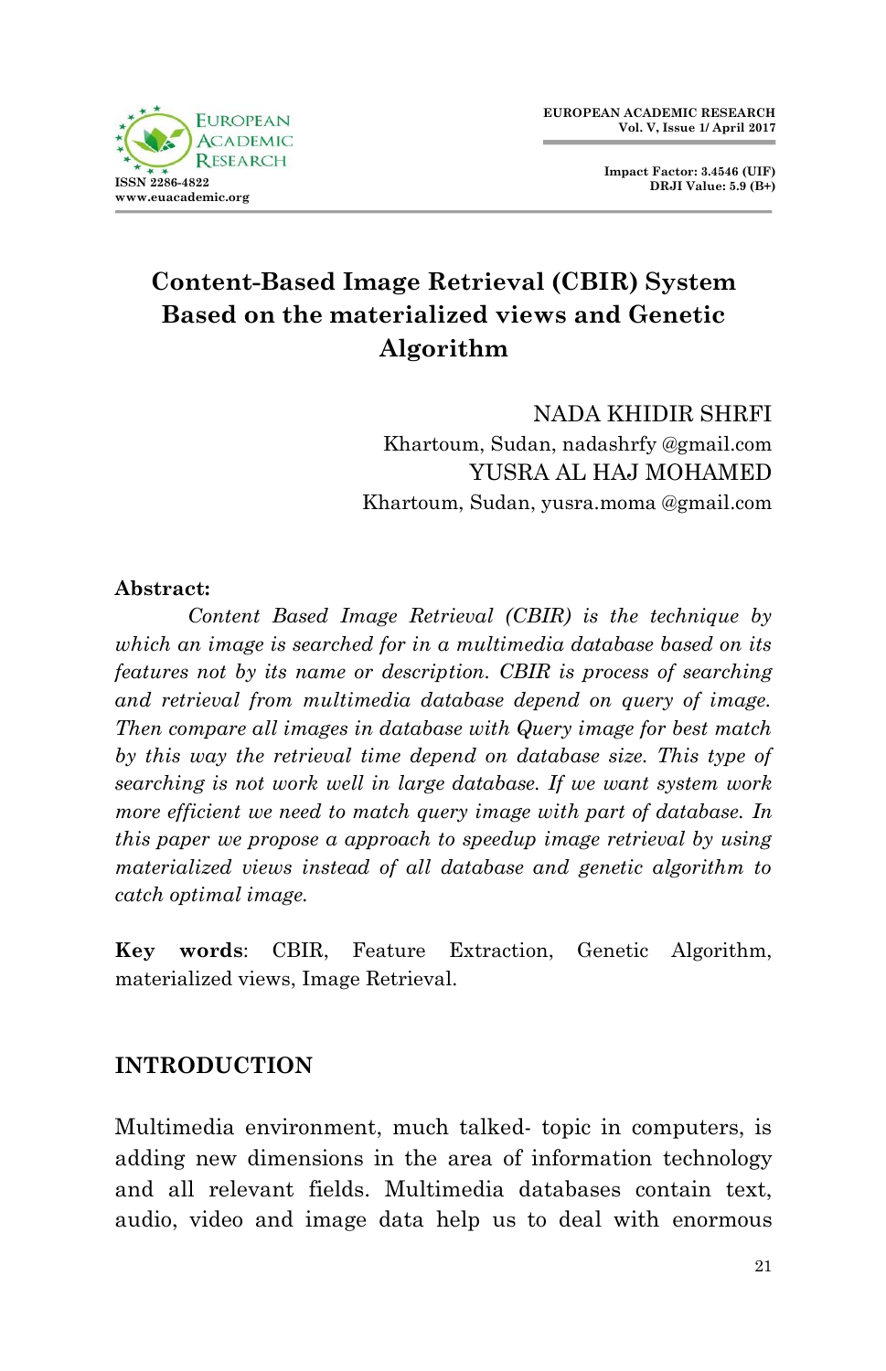# Content-Based Image Retrieval (CBIR) System Based on the materialized views and Genetic Algorithm

NADA KHIDIR SHRFI
Khartoum, Sudan, nadashrfy @gmail.com
YUSRA AL HAJ MOHAMED
Khartoum, Sudan, yusra.moma @gmail.com

**Abstract:**

*Content Based Image Retrieval (CBIR) is the technique by which an image is searched for in a multimedia database based on its features not by its name or description. CBIR is process of searching and retrieval from multimedia database depend on query of image. Then compare all images in database with Query image for best match by this way the retrieval time depend on database size. This type of searching is not work well in large database. If we want system work more efficient we need to match query image with part of database. In this paper we propose a approach to speedup image retrieval by using materialized views instead of all database and genetic algorithm to catch optimal image.*

**Key words**: CBIR, Feature Extraction, Genetic Algorithm, materialized views, Image Retrieval.

## INTRODUCTION

Multimedia environment, much talked- topic in computers, is adding new dimensions in the area of information technology and all relevant fields. Multimedia databases contain text, audio, video and image data help us to deal with enormous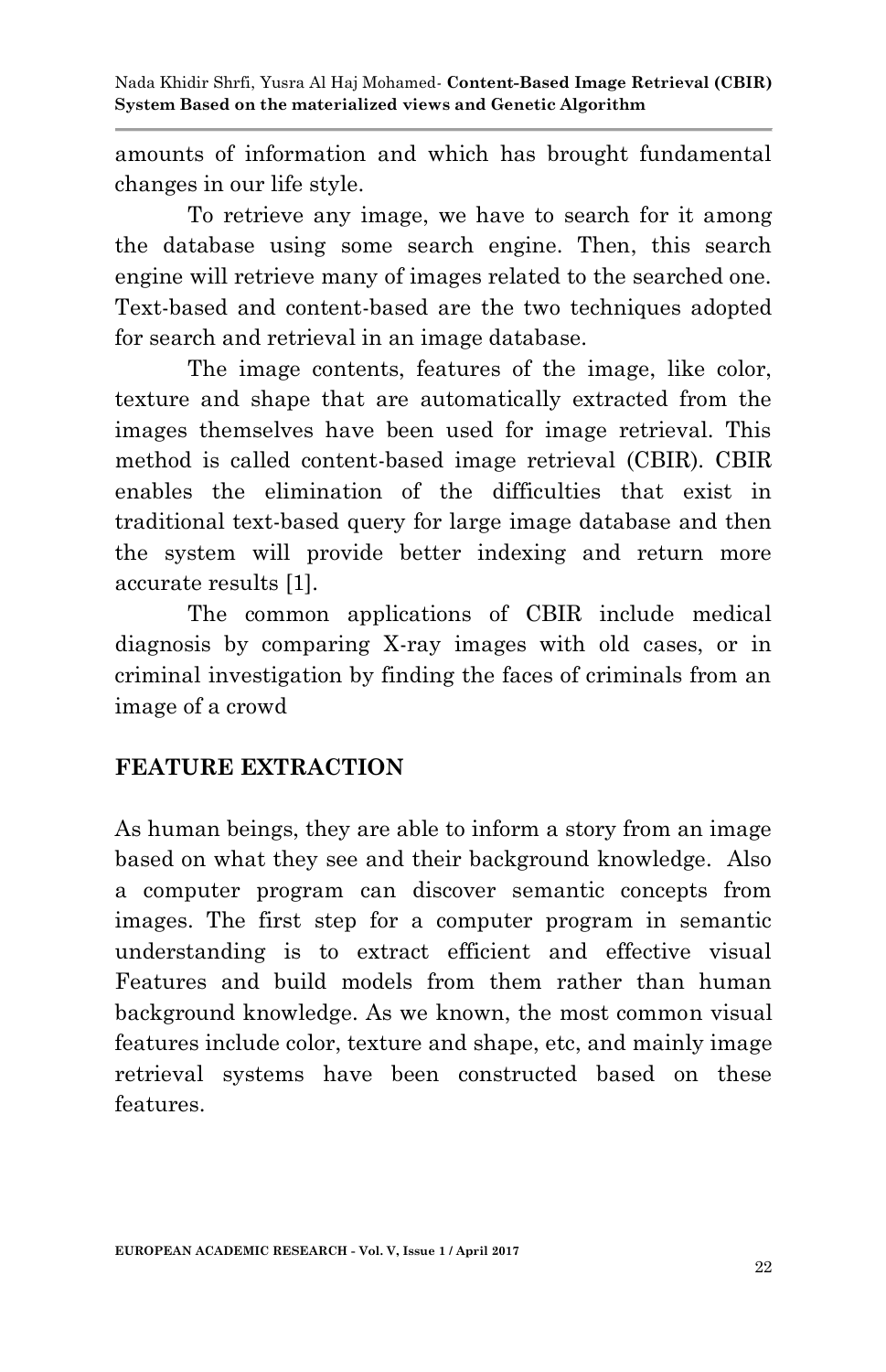amounts of information and which has brought fundamental changes in our life style.

To retrieve any image, we have to search for it among the database using some search engine. Then, this search engine will retrieve many of images related to the searched one. Text-based and content-based are the two techniques adopted for search and retrieval in an image database.

The image contents, features of the image, like color, texture and shape that are automatically extracted from the images themselves have been used for image retrieval. This method is called content-based image retrieval (CBIR). CBIR enables the elimination of the difficulties that exist in traditional text-based query for large image database and then the system will provide better indexing and return more accurate results [1].

The common applications of CBIR include medical diagnosis by comparing X-ray images with old cases, or in criminal investigation by finding the faces of criminals from an image of a crowd

## FEATURE EXTRACTION

As human beings, they are able to inform a story from an image based on what they see and their background knowledge. Also a computer program can discover semantic concepts from images. The first step for a computer program in semantic understanding is to extract efficient and effective visual Features and build models from them rather than human background knowledge. As we known, the most common visual features include color, texture and shape, etc, and mainly image retrieval systems have been constructed based on these features.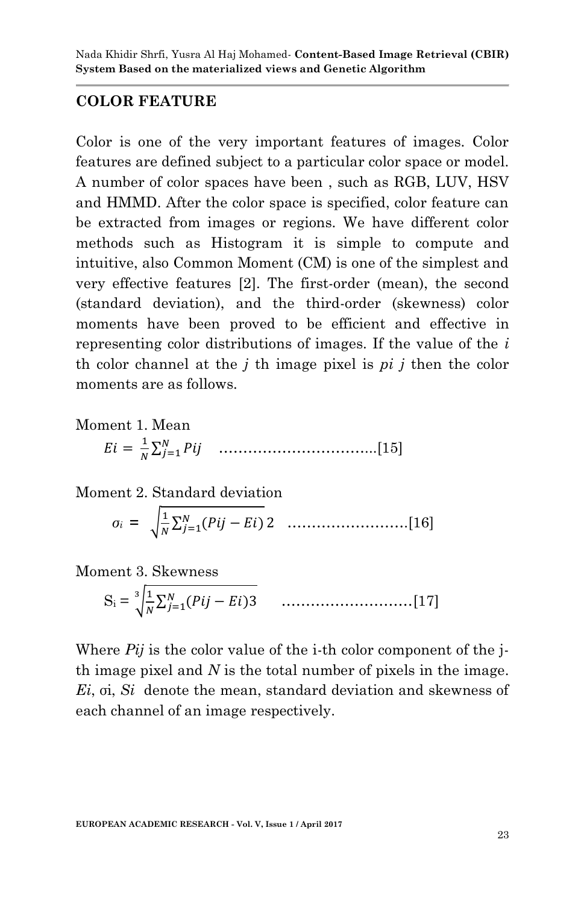## COLOR FEATURE

Color is one of the very important features of images. Color features are defined subject to a particular color space or model. A number of color spaces have been , such as RGB, LUV, HSV and HMMD. After the color space is specified, color feature can be extracted from images or regions. We have different color methods such as Histogram it is simple to compute and intuitive, also Common Moment (CM) is one of the simplest and very effective features [2]. The first-order (mean), the second (standard deviation), and the third-order (skewness) color moments have been proved to be efficient and effective in representing color distributions of images. If the value of the *i* th color channel at the *j* th image pixel is *pi j* then the color moments are as follows.

Moment 1. Mean

$$Ei = \frac{1}{N}\sum_{j=1}^{N} Pij \quad \text{...............................[15]}$$

Moment 2. Standard deviation

$$\sigma_i = \sqrt{\frac{1}{N}\sum_{j=1}^{N}(Pij - Ei)\,2} \quad \text{.........................[16]}$$

Moment 3. Skewness

$$S_i = \sqrt[3]{\frac{1}{N}\sum_{j=1}^{N}(Pij - Ei)3} \quad \text{...........................[17]}$$

Where *Pij* is the color value of the i-th color component of the j-th image pixel and *N* is the total number of pixels in the image. *Ei*, σi, *Si* denote the mean, standard deviation and skewness of each channel of an image respectively.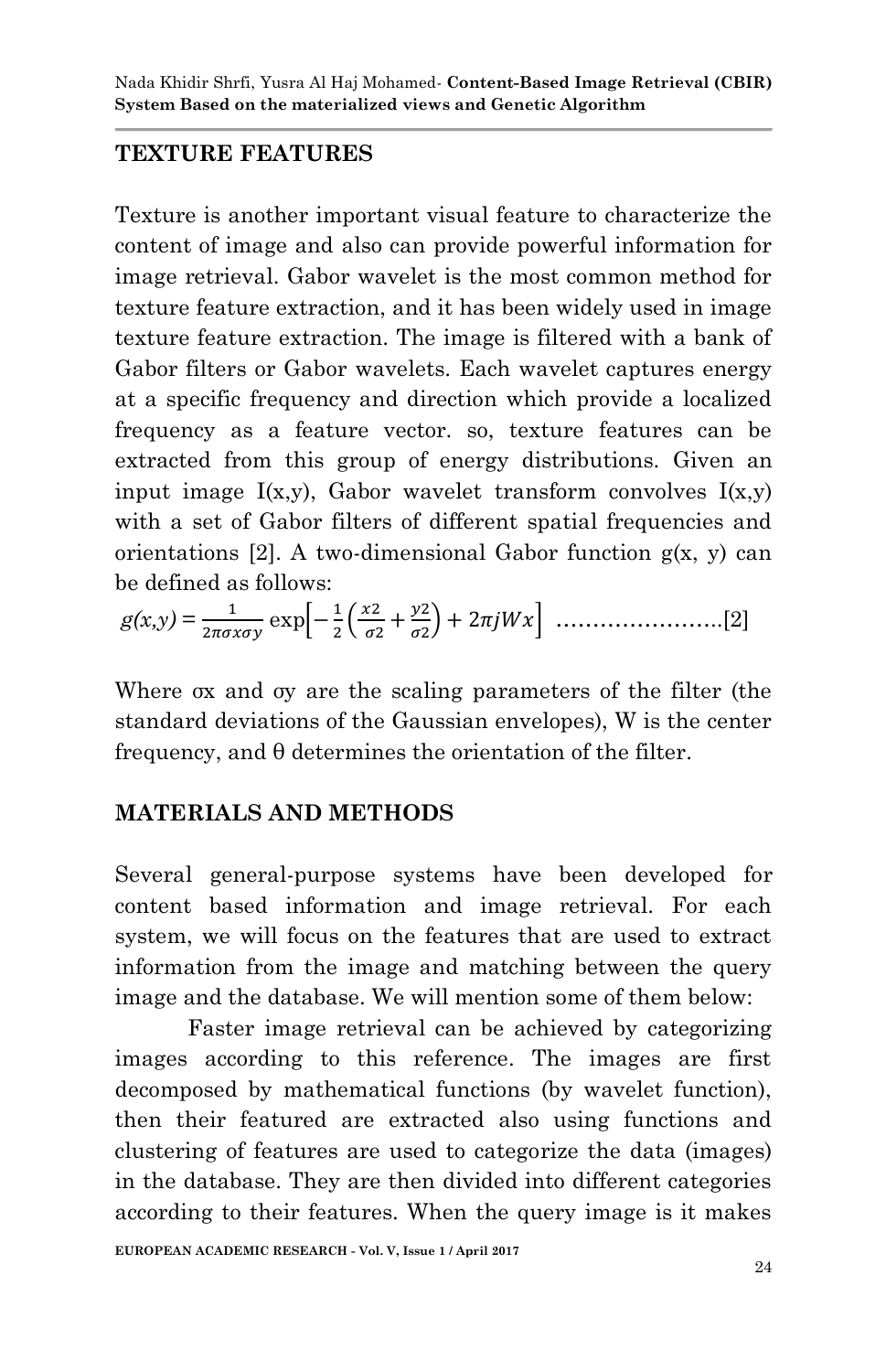## TEXTURE FEATURES

Texture is another important visual feature to characterize the content of image and also can provide powerful information for image retrieval. Gabor wavelet is the most common method for texture feature extraction, and it has been widely used in image texture feature extraction. The image is filtered with a bank of Gabor filters or Gabor wavelets. Each wavelet captures energy at a specific frequency and direction which provide a localized frequency as a feature vector. so, texture features can be extracted from this group of energy distributions. Given an input image I(x,y), Gabor wavelet transform convolves I(x,y) with a set of Gabor filters of different spatial frequencies and orientations [2]. A two-dimensional Gabor function g(x, y) can be defined as follows:

$$g(x,y) = \frac{1}{2\pi\sigma x\sigma y}\exp\left[-\frac{1}{2}\left(\frac{x2}{\sigma 2}+\frac{y2}{\sigma 2}\right)+2\pi jWx\right] \quad \text{.......................[2]}$$

Where σx and σy are the scaling parameters of the filter (the standard deviations of the Gaussian envelopes), W is the center frequency, and θ determines the orientation of the filter.

## MATERIALS AND METHODS

Several general-purpose systems have been developed for content based information and image retrieval. For each system, we will focus on the features that are used to extract information from the image and matching between the query image and the database. We will mention some of them below:

Faster image retrieval can be achieved by categorizing images according to this reference. The images are first decomposed by mathematical functions (by wavelet function), then their featured are extracted also using functions and clustering of features are used to categorize the data (images) in the database. They are then divided into different categories according to their features. When the query image is it makes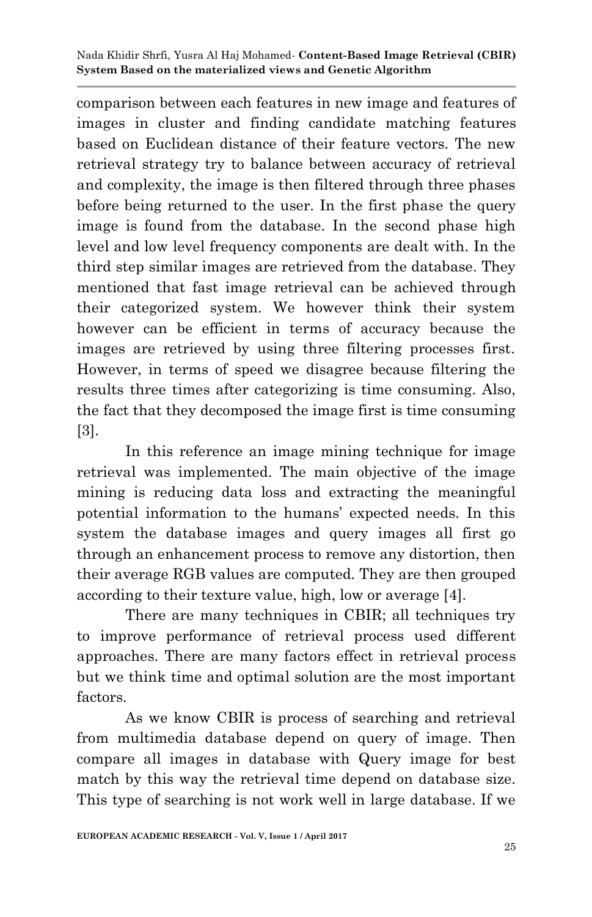comparison between each features in new image and features of images in cluster and finding candidate matching features based on Euclidean distance of their feature vectors. The new retrieval strategy try to balance between accuracy of retrieval and complexity, the image is then filtered through three phases before being returned to the user. In the first phase the query image is found from the database. In the second phase high level and low level frequency components are dealt with. In the third step similar images are retrieved from the database. They mentioned that fast image retrieval can be achieved through their categorized system. We however think their system however can be efficient in terms of accuracy because the images are retrieved by using three filtering processes first. However, in terms of speed we disagree because filtering the results three times after categorizing is time consuming. Also, the fact that they decomposed the image first is time consuming [3].

In this reference an image mining technique for image retrieval was implemented. The main objective of the image mining is reducing data loss and extracting the meaningful potential information to the humans' expected needs. In this system the database images and query images all first go through an enhancement process to remove any distortion, then their average RGB values are computed. They are then grouped according to their texture value, high, low or average [4].

There are many techniques in CBIR; all techniques try to improve performance of retrieval process used different approaches. There are many factors effect in retrieval process but we think time and optimal solution are the most important factors.

As we know CBIR is process of searching and retrieval from multimedia database depend on query of image. Then compare all images in database with Query image for best match by this way the retrieval time depend on database size. This type of searching is not work well in large database. If we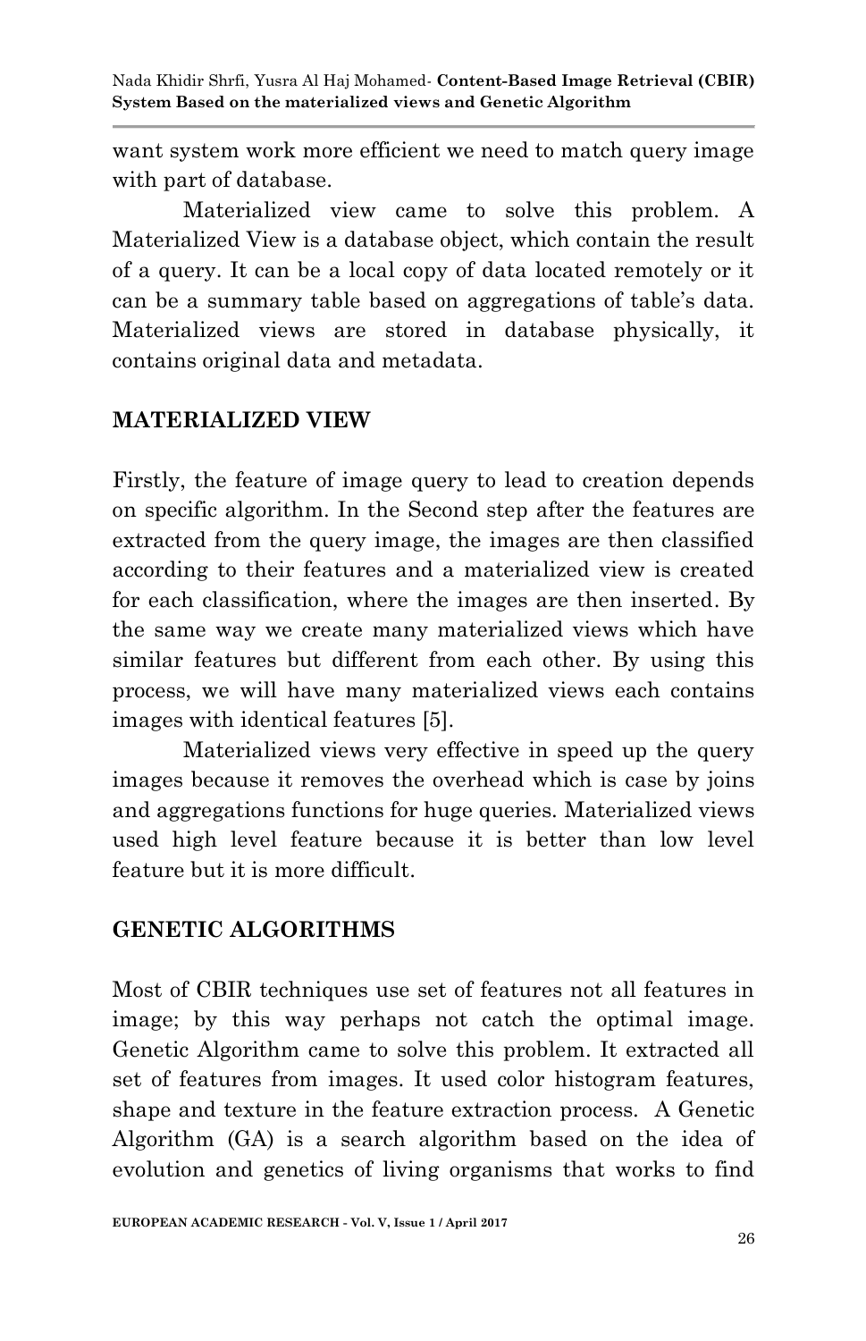want system work more efficient we need to match query image with part of database.

Materialized view came to solve this problem. A Materialized View is a database object, which contain the result of a query. It can be a local copy of data located remotely or it can be a summary table based on aggregations of table's data. Materialized views are stored in database physically, it contains original data and metadata.

## MATERIALIZED VIEW

Firstly, the feature of image query to lead to creation depends on specific algorithm. In the Second step after the features are extracted from the query image, the images are then classified according to their features and a materialized view is created for each classification, where the images are then inserted. By the same way we create many materialized views which have similar features but different from each other. By using this process, we will have many materialized views each contains images with identical features [5].

Materialized views very effective in speed up the query images because it removes the overhead which is case by joins and aggregations functions for huge queries. Materialized views used high level feature because it is better than low level feature but it is more difficult.

## GENETIC ALGORITHMS

Most of CBIR techniques use set of features not all features in image; by this way perhaps not catch the optimal image. Genetic Algorithm came to solve this problem. It extracted all set of features from images. It used color histogram features, shape and texture in the feature extraction process. A Genetic Algorithm (GA) is a search algorithm based on the idea of evolution and genetics of living organisms that works to find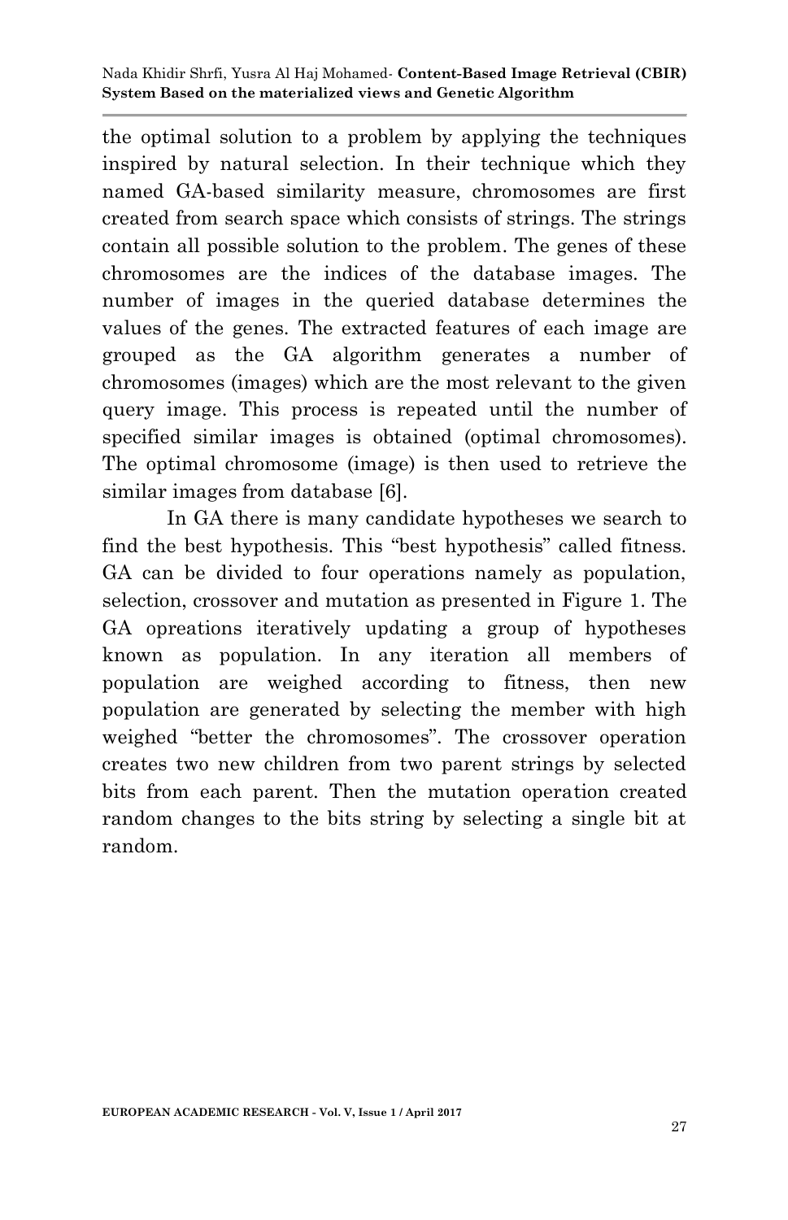the optimal solution to a problem by applying the techniques inspired by natural selection. In their technique which they named GA-based similarity measure, chromosomes are first created from search space which consists of strings. The strings contain all possible solution to the problem. The genes of these chromosomes are the indices of the database images. The number of images in the queried database determines the values of the genes. The extracted features of each image are grouped as the GA algorithm generates a number of chromosomes (images) which are the most relevant to the given query image. This process is repeated until the number of specified similar images is obtained (optimal chromosomes). The optimal chromosome (image) is then used to retrieve the similar images from database [6].

In GA there is many candidate hypotheses we search to find the best hypothesis. This "best hypothesis" called fitness. GA can be divided to four operations namely as population, selection, crossover and mutation as presented in Figure 1. The GA opreations iteratively updating a group of hypotheses known as population. In any iteration all members of population are weighed according to fitness, then new population are generated by selecting the member with high weighed "better the chromosomes". The crossover operation creates two new children from two parent strings by selected bits from each parent. Then the mutation operation created random changes to the bits string by selecting a single bit at random.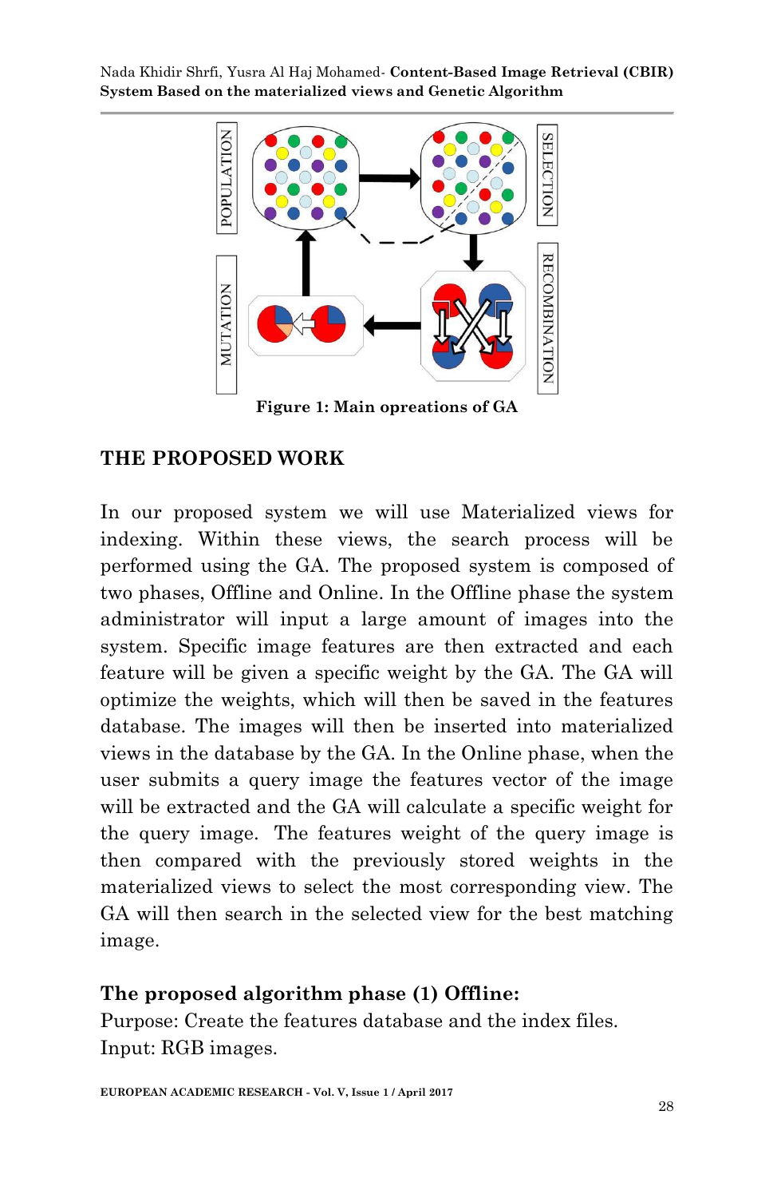Figure 1: Main opreations of GA

## THE PROPOSED WORK

In our proposed system we will use Materialized views for indexing. Within these views, the search process will be performed using the GA. The proposed system is composed of two phases, Offline and Online. In the Offline phase the system administrator will input a large amount of images into the system. Specific image features are then extracted and each feature will be given a specific weight by the GA. The GA will optimize the weights, which will then be saved in the features database. The images will then be inserted into materialized views in the database by the GA. In the Online phase, when the user submits a query image the features vector of the image will be extracted and the GA will calculate a specific weight for the query image. The features weight of the query image is then compared with the previously stored weights in the materialized views to select the most corresponding view. The GA will then search in the selected view for the best matching image.

### The proposed algorithm phase (1) Offline:

Purpose: Create the features database and the index files.
Input: RGB images.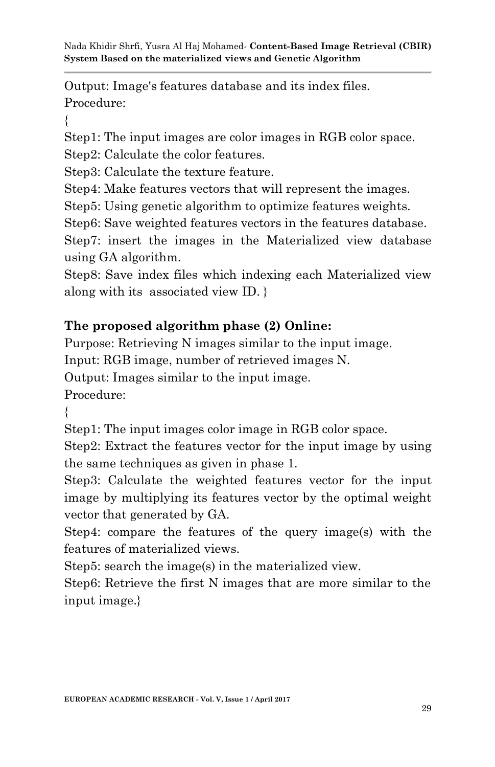Output: Image's features database and its index files.

Procedure:

{

Step1: The input images are color images in RGB color space.

Step2: Calculate the color features.

Step3: Calculate the texture feature.

Step4: Make features vectors that will represent the images.

Step5: Using genetic algorithm to optimize features weights.

Step6: Save weighted features vectors in the features database.

Step7: insert the images in the Materialized view database using GA algorithm.

Step8: Save index files which indexing each Materialized view along with its associated view ID. }

**The proposed algorithm phase (2) Online:**

Purpose: Retrieving N images similar to the input image.

Input: RGB image, number of retrieved images N.

Output: Images similar to the input image.

Procedure:

{

Step1: The input images color image in RGB color space.

Step2: Extract the features vector for the input image by using the same techniques as given in phase 1.

Step3: Calculate the weighted features vector for the input image by multiplying its features vector by the optimal weight vector that generated by GA.

Step4: compare the features of the query image(s) with the features of materialized views.

Step5: search the image(s) in the materialized view.

Step6: Retrieve the first N images that are more similar to the input image.}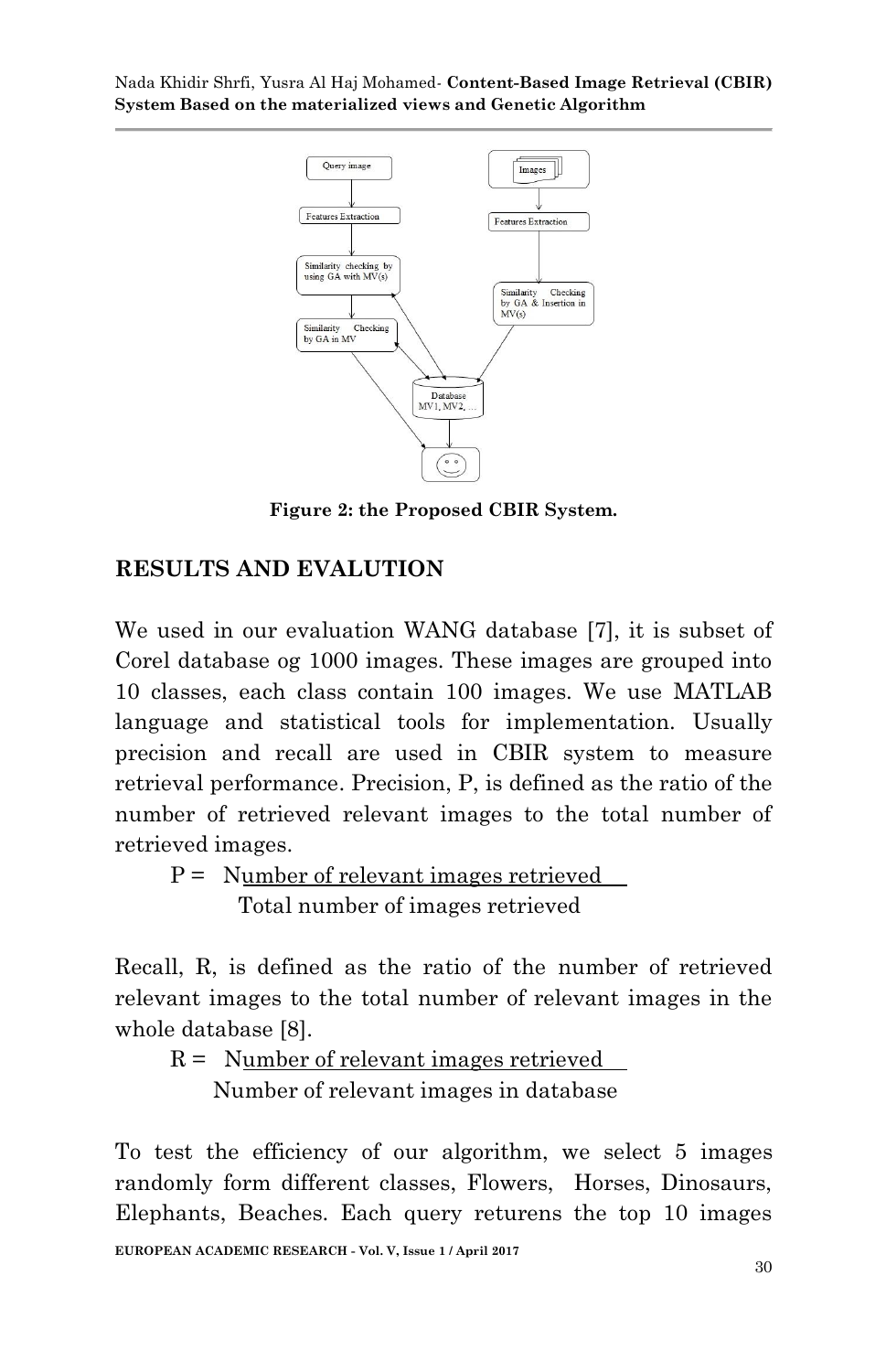Figure 2: the Proposed CBIR System.

## RESULTS AND EVALUTION

We used in our evaluation WANG database [7], it is subset of Corel database og 1000 images. These images are grouped into 10 classes, each class contain 100 images. We use MATLAB language and statistical tools for implementation. Usually precision and recall are used in CBIR system to measure retrieval performance. Precision, P, is defined as the ratio of the number of retrieved relevant images to the total number of retrieved images.

$$P = \frac{\text{Number of relevant images retrieved}}{\text{Total number of images retrieved}}$$

Recall, R, is defined as the ratio of the number of retrieved relevant images to the total number of relevant images in the whole database [8].

$$R = \frac{\text{Number of relevant images retrieved}}{\text{Number of relevant images in database}}$$

To test the efficiency of our algorithm, we select 5 images randomly form different classes, Flowers, Horses, Dinosaurs, Elephants, Beaches. Each query returens the top 10 images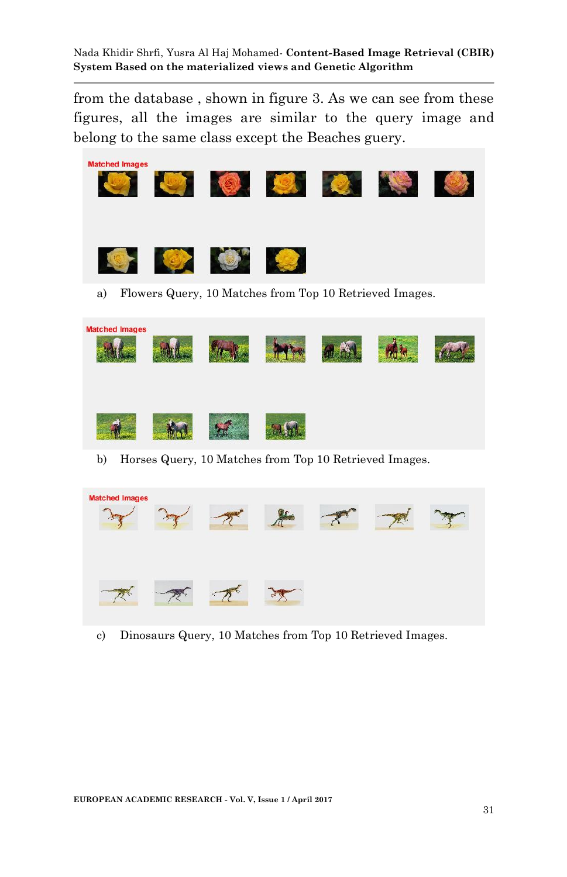from the database , shown in figure 3. As we can see from these figures, all the images are similar to the query image and belong to the same class except the Beaches guery.

a) Flowers Query, 10 Matches from Top 10 Retrieved Images.

b) Horses Query, 10 Matches from Top 10 Retrieved Images.

c) Dinosaurs Query, 10 Matches from Top 10 Retrieved Images.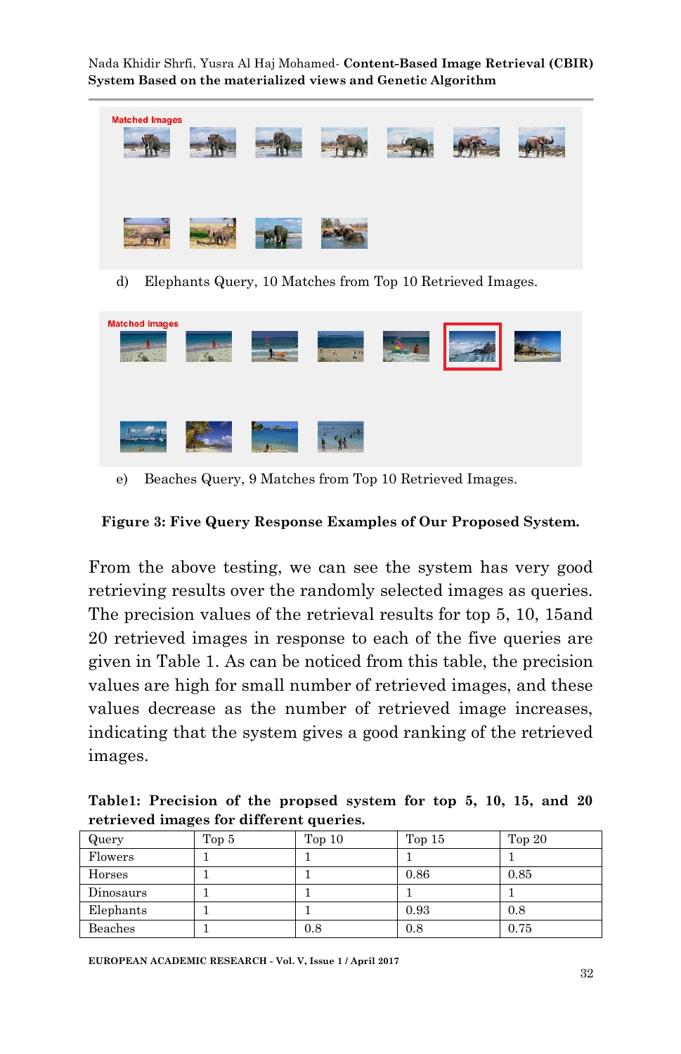Matched Images

d) Elephants Query, 10 Matches from Top 10 Retrieved Images.

Matched Images

e) Beaches Query, 9 Matches from Top 10 Retrieved Images.

**Figure 3: Five Query Response Examples of Our Proposed System.**

From the above testing, we can see the system has very good retrieving results over the randomly selected images as queries. The precision values of the retrieval results for top 5, 10, 15and 20 retrieved images in response to each of the five queries are given in Table 1. As can be noticed from this table, the precision values are high for small number of retrieved images, and these values decrease as the number of retrieved image increases, indicating that the system gives a good ranking of the retrieved images.

**Table1: Precision of the propsed system for top 5, 10, 15, and 20 retrieved images for different queries.**

| Query | Top 5 | Top 10 | Top 15 | Top 20 |
|---|---|---|---|---|
| Flowers | 1 | 1 | 1 | 1 |
| Horses | 1 | 1 | 0.86 | 0.85 |
| Dinosaurs | 1 | 1 | 1 | 1 |
| Elephants | 1 | 1 | 0.93 | 0.8 |
| Beaches | 1 | 0.8 | 0.8 | 0.75 |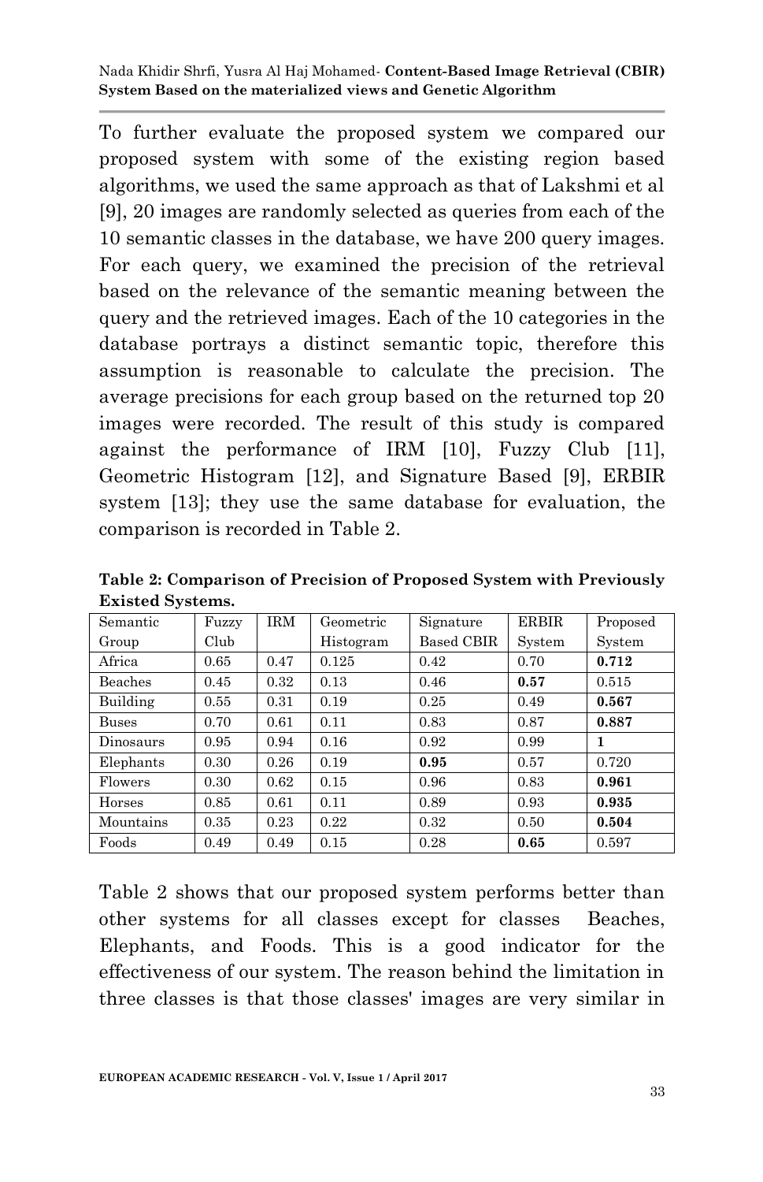To further evaluate the proposed system we compared our proposed system with some of the existing region based algorithms, we used the same approach as that of Lakshmi et al [9], 20 images are randomly selected as queries from each of the 10 semantic classes in the database, we have 200 query images. For each query, we examined the precision of the retrieval based on the relevance of the semantic meaning between the query and the retrieved images. Each of the 10 categories in the database portrays a distinct semantic topic, therefore this assumption is reasonable to calculate the precision. The average precisions for each group based on the returned top 20 images were recorded. The result of this study is compared against the performance of IRM [10], Fuzzy Club [11], Geometric Histogram [12], and Signature Based [9], ERBIR system [13]; they use the same database for evaluation, the comparison is recorded in Table 2.

**Table 2: Comparison of Precision of Proposed System with Previously Existed Systems.**

| Semantic Group | Fuzzy Club | IRM | Geometric Histogram | Signature Based CBIR | ERBIR System | Proposed System |
|---|---|---|---|---|---|---|
| Africa | 0.65 | 0.47 | 0.125 | 0.42 | 0.70 | **0.712** |
| Beaches | 0.45 | 0.32 | 0.13 | 0.46 | **0.57** | 0.515 |
| Building | 0.55 | 0.31 | 0.19 | 0.25 | 0.49 | **0.567** |
| Buses | 0.70 | 0.61 | 0.11 | 0.83 | 0.87 | **0.887** |
| Dinosaurs | 0.95 | 0.94 | 0.16 | 0.92 | 0.99 | **1** |
| Elephants | 0.30 | 0.26 | 0.19 | **0.95** | 0.57 | 0.720 |
| Flowers | 0.30 | 0.62 | 0.15 | 0.96 | 0.83 | **0.961** |
| Horses | 0.85 | 0.61 | 0.11 | 0.89 | 0.93 | **0.935** |
| Mountains | 0.35 | 0.23 | 0.22 | 0.32 | 0.50 | **0.504** |
| Foods | 0.49 | 0.49 | 0.15 | 0.28 | **0.65** | 0.597 |

Table 2 shows that our proposed system performs better than other systems for all classes except for classes Beaches, Elephants, and Foods. This is a good indicator for the effectiveness of our system. The reason behind the limitation in three classes is that those classes' images are very similar in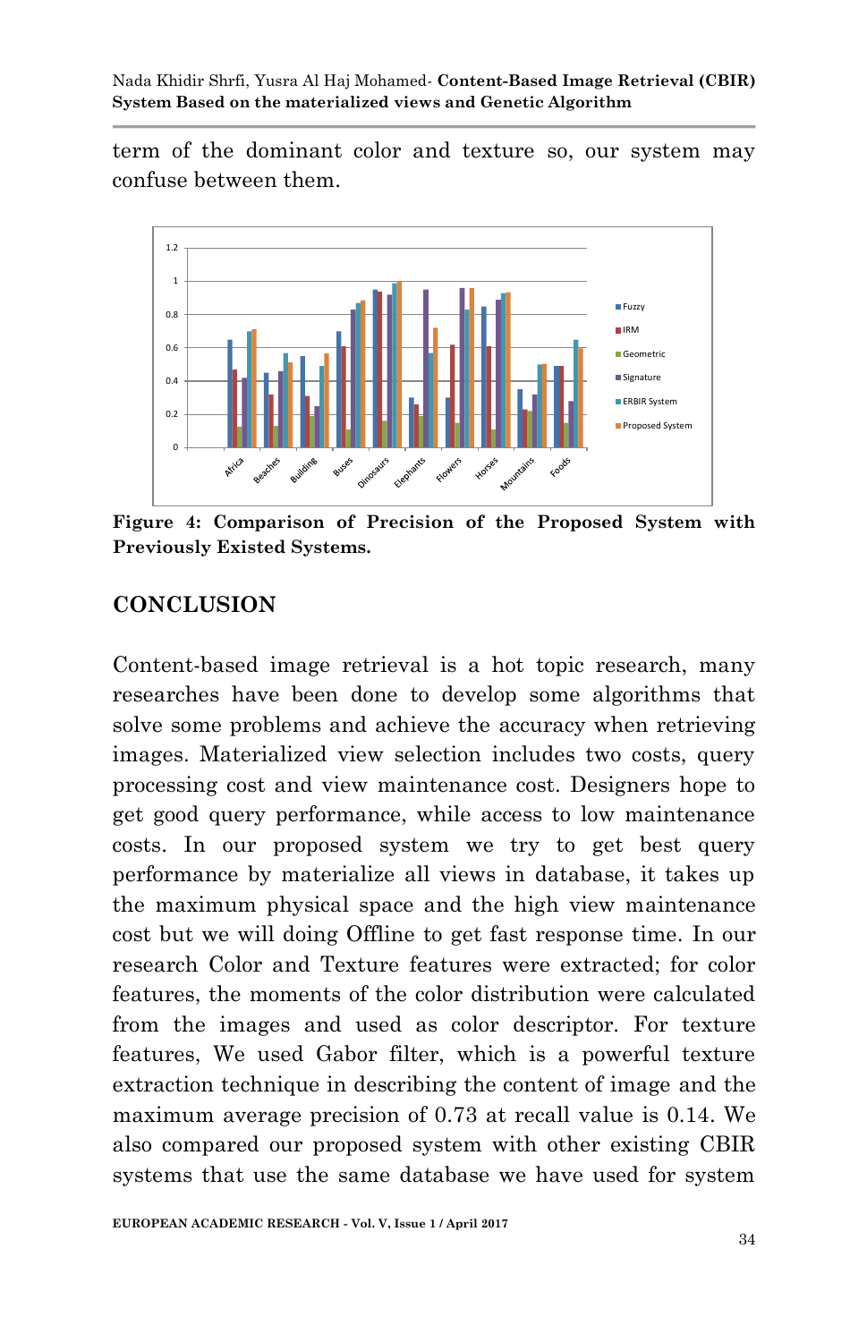term of the dominant color and texture so, our system may confuse between them.

**Figure 4: Comparison of Precision of the Proposed System with Previously Existed Systems.**

## CONCLUSION

Content-based image retrieval is a hot topic research, many researches have been done to develop some algorithms that solve some problems and achieve the accuracy when retrieving images. Materialized view selection includes two costs, query processing cost and view maintenance cost. Designers hope to get good query performance, while access to low maintenance costs. In our proposed system we try to get best query performance by materialize all views in database, it takes up the maximum physical space and the high view maintenance cost but we will doing Offline to get fast response time. In our research Color and Texture features were extracted; for color features, the moments of the color distribution were calculated from the images and used as color descriptor. For texture features, We used Gabor filter, which is a powerful texture extraction technique in describing the content of image and the maximum average precision of 0.73 at recall value is 0.14. We also compared our proposed system with other existing CBIR systems that use the same database we have used for system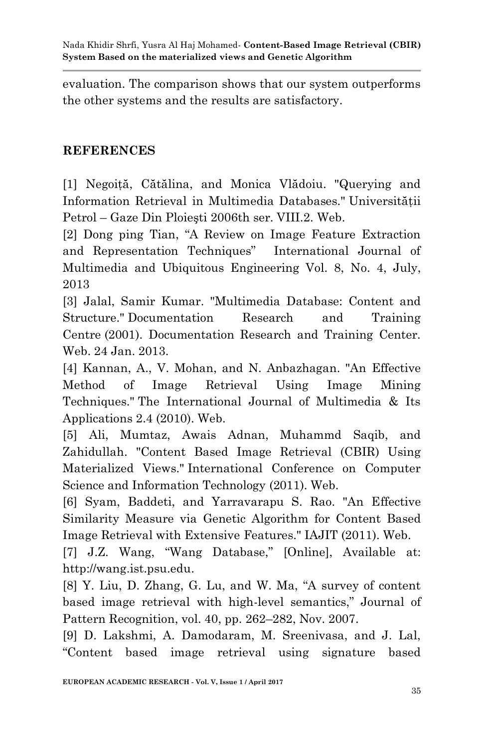evaluation. The comparison shows that our system outperforms the other systems and the results are satisfactory.

## REFERENCES

[1] Negoiță, Cătălina, and Monica Vlădoiu. "Querying and Information Retrieval in Multimedia Databases." Universității Petrol – Gaze Din Ploieşti 2006th ser. VIII.2. Web.

[2] Dong ping Tian, "A Review on Image Feature Extraction and Representation Techniques" International Journal of Multimedia and Ubiquitous Engineering Vol. 8, No. 4, July, 2013

[3] Jalal, Samir Kumar. "Multimedia Database: Content and Structure." Documentation Research and Training Centre (2001). Documentation Research and Training Center. Web. 24 Jan. 2013.

[4] Kannan, A., V. Mohan, and N. Anbazhagan. "An Effective Method of Image Retrieval Using Image Mining Techniques." The International Journal of Multimedia & Its Applications 2.4 (2010). Web.

[5] Ali, Mumtaz, Awais Adnan, Muhammd Saqib, and Zahidullah. "Content Based Image Retrieval (CBIR) Using Materialized Views." International Conference on Computer Science and Information Technology (2011). Web.

[6] Syam, Baddeti, and Yarravarapu S. Rao. "An Effective Similarity Measure via Genetic Algorithm for Content Based Image Retrieval with Extensive Features." IAJIT (2011). Web.

[7] J.Z. Wang, "Wang Database," [Online], Available at: http://wang.ist.psu.edu.

[8] Y. Liu, D. Zhang, G. Lu, and W. Ma, "A survey of content based image retrieval with high-level semantics," Journal of Pattern Recognition, vol. 40, pp. 262–282, Nov. 2007.

[9] D. Lakshmi, A. Damodaram, M. Sreenivasa, and J. Lal, "Content based image retrieval using signature based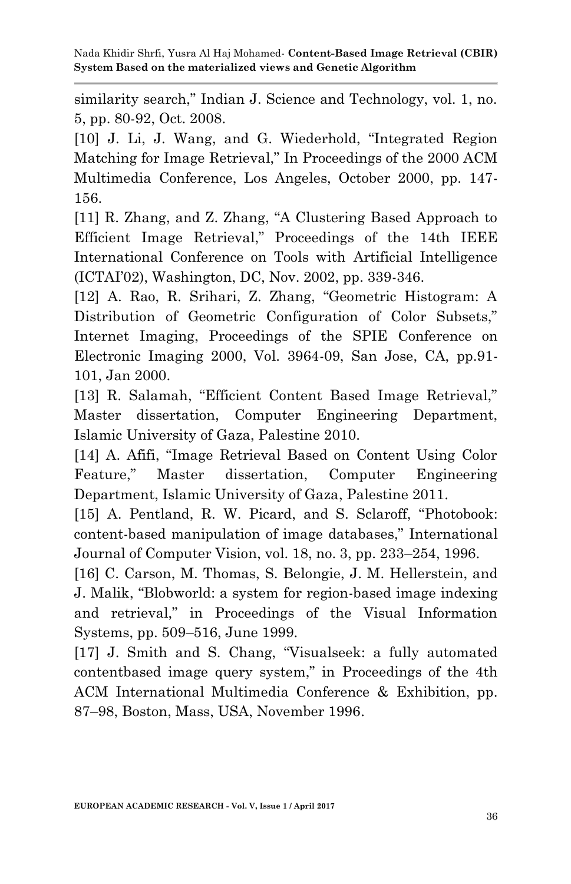similarity search," Indian J. Science and Technology, vol. 1, no. 5, pp. 80-92, Oct. 2008.

[10] J. Li, J. Wang, and G. Wiederhold, "Integrated Region Matching for Image Retrieval," In Proceedings of the 2000 ACM Multimedia Conference, Los Angeles, October 2000, pp. 147-156.

[11] R. Zhang, and Z. Zhang, "A Clustering Based Approach to Efficient Image Retrieval," Proceedings of the 14th IEEE International Conference on Tools with Artificial Intelligence (ICTAI'02), Washington, DC, Nov. 2002, pp. 339-346.

[12] A. Rao, R. Srihari, Z. Zhang, "Geometric Histogram: A Distribution of Geometric Configuration of Color Subsets," Internet Imaging, Proceedings of the SPIE Conference on Electronic Imaging 2000, Vol. 3964-09, San Jose, CA, pp.91-101, Jan 2000.

[13] R. Salamah, "Efficient Content Based Image Retrieval," Master dissertation, Computer Engineering Department, Islamic University of Gaza, Palestine 2010.

[14] A. Afifi, "Image Retrieval Based on Content Using Color Feature," Master dissertation, Computer Engineering Department, Islamic University of Gaza, Palestine 2011.

[15] A. Pentland, R. W. Picard, and S. Sclaroff, "Photobook: content-based manipulation of image databases," International Journal of Computer Vision, vol. 18, no. 3, pp. 233–254, 1996.

[16] C. Carson, M. Thomas, S. Belongie, J. M. Hellerstein, and J. Malik, "Blobworld: a system for region-based image indexing and retrieval," in Proceedings of the Visual Information Systems, pp. 509–516, June 1999.

[17] J. Smith and S. Chang, "Visualseek: a fully automated contentbased image query system," in Proceedings of the 4th ACM International Multimedia Conference & Exhibition, pp. 87–98, Boston, Mass, USA, November 1996.